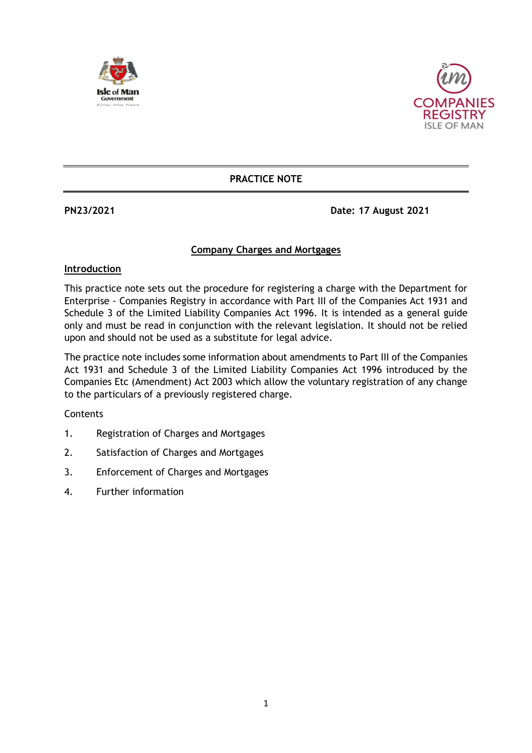**PRACTICE NOTE**

**PN23/2021** **Date: 17 August 2021**

# Company Charges and Mortgages

## Introduction

This practice note sets out the procedure for registering a charge with the Department for Enterprise - Companies Registry in accordance with Part III of the Companies Act 1931 and Schedule 3 of the Limited Liability Companies Act 1996. It is intended as a general guide only and must be read in conjunction with the relevant legislation. It should not be relied upon and should not be used as a substitute for legal advice.

The practice note includes some information about amendments to Part III of the Companies Act 1931 and Schedule 3 of the Limited Liability Companies Act 1996 introduced by the Companies Etc (Amendment) Act 2003 which allow the voluntary registration of any change to the particulars of a previously registered charge.

Contents

1. Registration of Charges and Mortgages
2. Satisfaction of Charges and Mortgages
3. Enforcement of Charges and Mortgages
4. Further information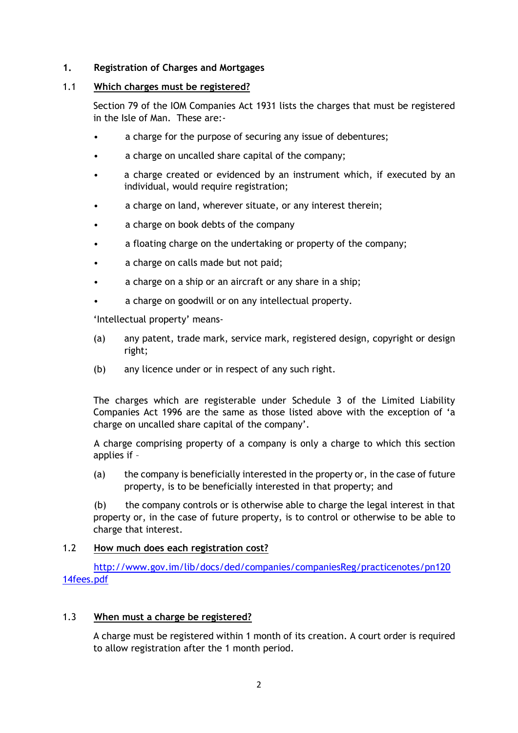# 1. Registration of Charges and Mortgages

## 1.1 Which charges must be registered?

Section 79 of the IOM Companies Act 1931 lists the charges that must be registered in the Isle of Man. These are:-

- a charge for the purpose of securing any issue of debentures;
- a charge on uncalled share capital of the company;
- a charge created or evidenced by an instrument which, if executed by an individual, would require registration;
- a charge on land, wherever situate, or any interest therein;
- a charge on book debts of the company
- a floating charge on the undertaking or property of the company;
- a charge on calls made but not paid;
- a charge on a ship or an aircraft or any share in a ship;
- a charge on goodwill or on any intellectual property.

'Intellectual property' means-

(a) any patent, trade mark, service mark, registered design, copyright or design right;

(b) any licence under or in respect of any such right.

The charges which are registerable under Schedule 3 of the Limited Liability Companies Act 1996 are the same as those listed above with the exception of 'a charge on uncalled share capital of the company'.

A charge comprising property of a company is only a charge to which this section applies if –

(a) the company is beneficially interested in the property or, in the case of future property, is to be beneficially interested in that property; and

(b) the company controls or is otherwise able to charge the legal interest in that property or, in the case of future property, is to control or otherwise to be able to charge that interest.

## 1.2 How much does each registration cost?

http://www.gov.im/lib/docs/ded/companies/companiesReg/practicenotes/pn12014fees.pdf

## 1.3 When must a charge be registered?

A charge must be registered within 1 month of its creation. A court order is required to allow registration after the 1 month period.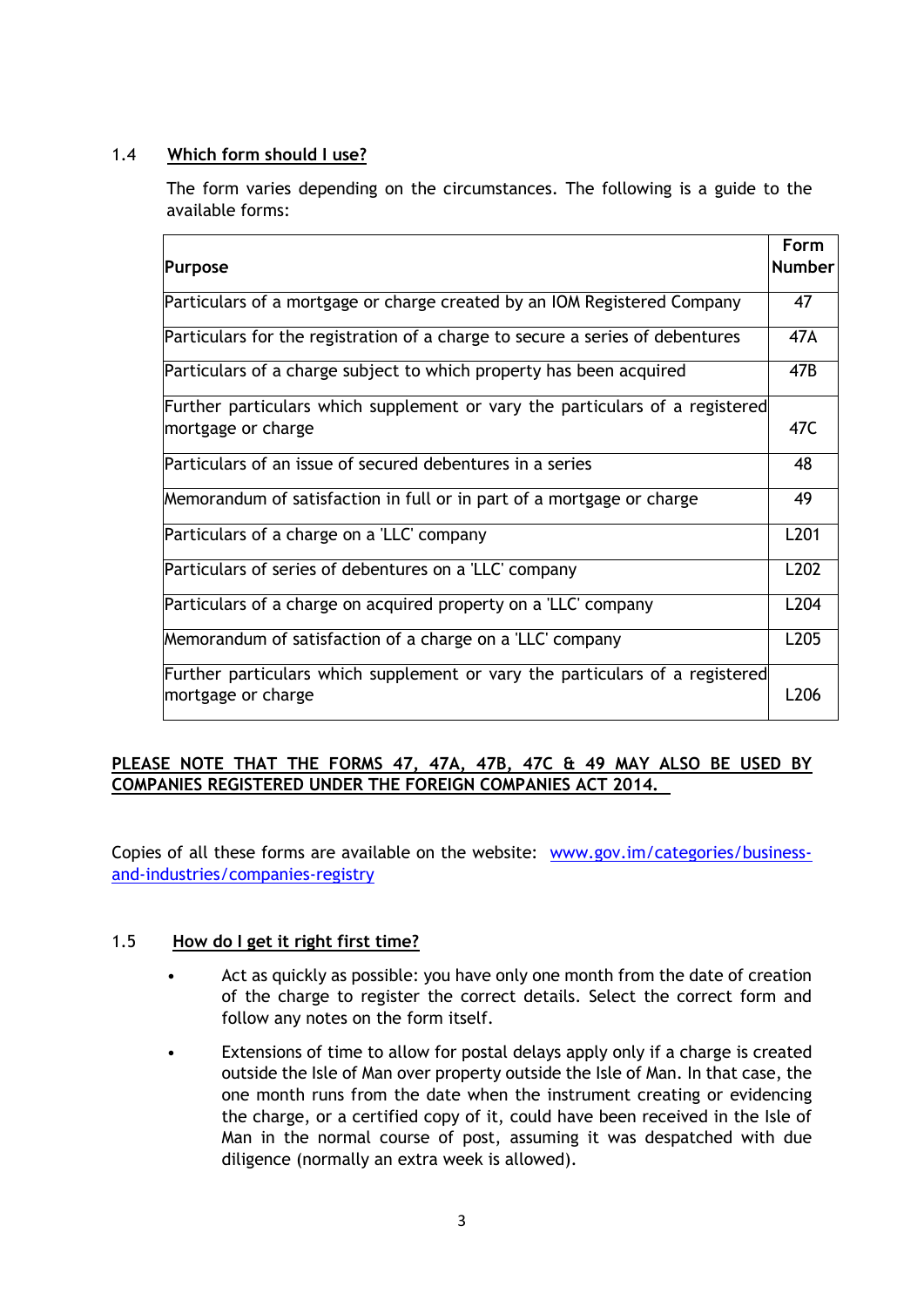### 1.4 **Which form should I use?**

The form varies depending on the circumstances. The following is a guide to the available forms:

| Purpose | Form Number |
|---|---|
| Particulars of a mortgage or charge created by an IOM Registered Company | 47 |
| Particulars for the registration of a charge to secure a series of debentures | 47A |
| Particulars of a charge subject to which property has been acquired | 47B |
| Further particulars which supplement or vary the particulars of a registered mortgage or charge | 47C |
| Particulars of an issue of secured debentures in a series | 48 |
| Memorandum of satisfaction in full or in part of a mortgage or charge | 49 |
| Particulars of a charge on a 'LLC' company | L201 |
| Particulars of series of debentures on a 'LLC' company | L202 |
| Particulars of a charge on acquired property on a 'LLC' company | L204 |
| Memorandum of satisfaction of a charge on a 'LLC' company | L205 |
| Further particulars which supplement or vary the particulars of a registered mortgage or charge | L206 |

**PLEASE NOTE THAT THE FORMS 47, 47A, 47B, 47C & 49 MAY ALSO BE USED BY COMPANIES REGISTERED UNDER THE FOREIGN COMPANIES ACT 2014.**

Copies of all these forms are available on the website: [www.gov.im/categories/business-and-industries/companies-registry](www.gov.im/categories/business-and-industries/companies-registry)

### 1.5 **How do I get it right first time?**

- Act as quickly as possible: you have only one month from the date of creation of the charge to register the correct details. Select the correct form and follow any notes on the form itself.
- Extensions of time to allow for postal delays apply only if a charge is created outside the Isle of Man over property outside the Isle of Man. In that case, the one month runs from the date when the instrument creating or evidencing the charge, or a certified copy of it, could have been received in the Isle of Man in the normal course of post, assuming it was despatched with due diligence (normally an extra week is allowed).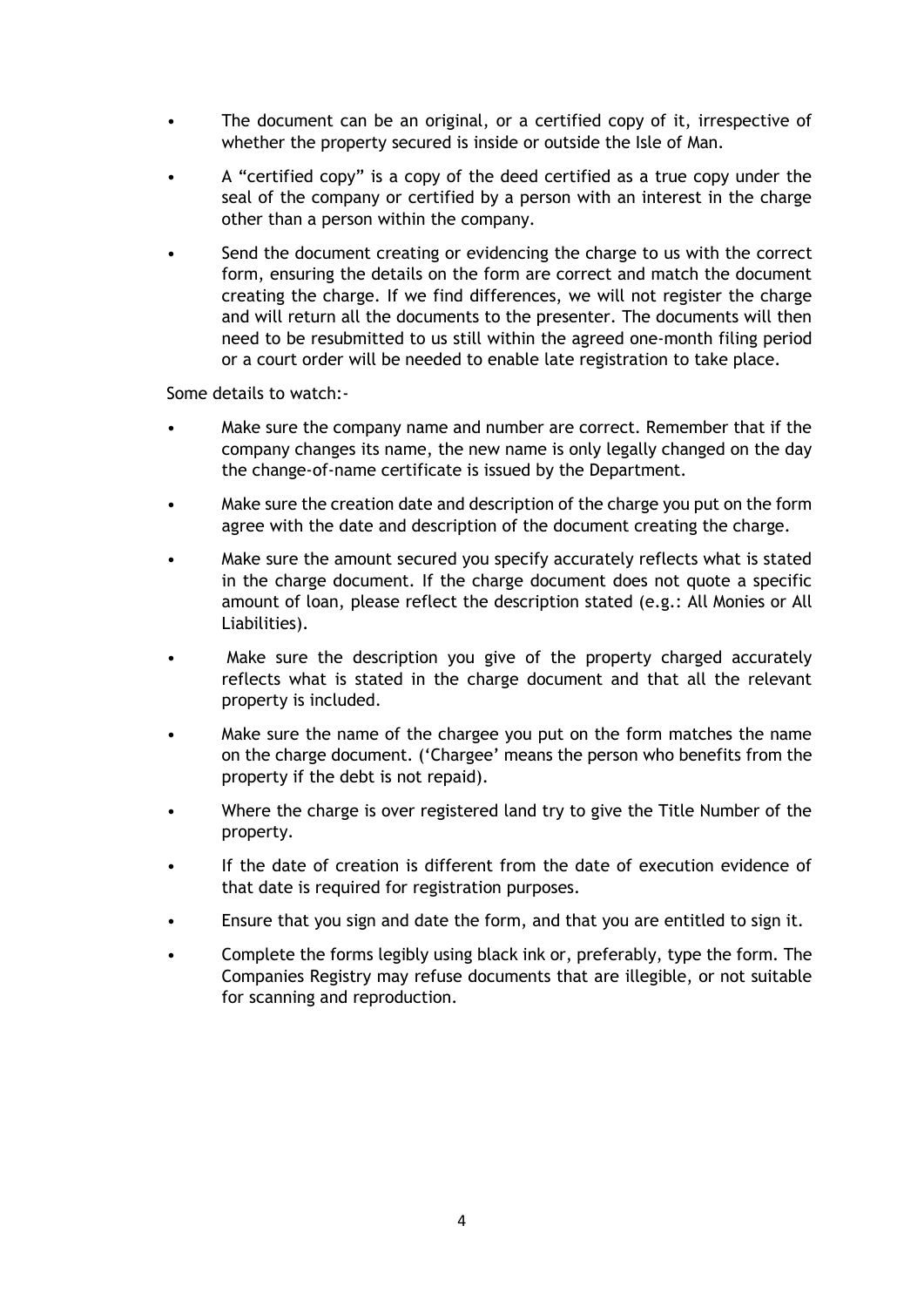- The document can be an original, or a certified copy of it, irrespective of whether the property secured is inside or outside the Isle of Man.
- A "certified copy" is a copy of the deed certified as a true copy under the seal of the company or certified by a person with an interest in the charge other than a person within the company.
- Send the document creating or evidencing the charge to us with the correct form, ensuring the details on the form are correct and match the document creating the charge. If we find differences, we will not register the charge and will return all the documents to the presenter. The documents will then need to be resubmitted to us still within the agreed one-month filing period or a court order will be needed to enable late registration to take place.

Some details to watch:-

- Make sure the company name and number are correct. Remember that if the company changes its name, the new name is only legally changed on the day the change-of-name certificate is issued by the Department.
- Make sure the creation date and description of the charge you put on the form agree with the date and description of the document creating the charge.
- Make sure the amount secured you specify accurately reflects what is stated in the charge document. If the charge document does not quote a specific amount of loan, please reflect the description stated (e.g.: All Monies or All Liabilities).
- Make sure the description you give of the property charged accurately reflects what is stated in the charge document and that all the relevant property is included.
- Make sure the name of the chargee you put on the form matches the name on the charge document. ('Chargee' means the person who benefits from the property if the debt is not repaid).
- Where the charge is over registered land try to give the Title Number of the property.
- If the date of creation is different from the date of execution evidence of that date is required for registration purposes.
- Ensure that you sign and date the form, and that you are entitled to sign it.
- Complete the forms legibly using black ink or, preferably, type the form. The Companies Registry may refuse documents that are illegible, or not suitable for scanning and reproduction.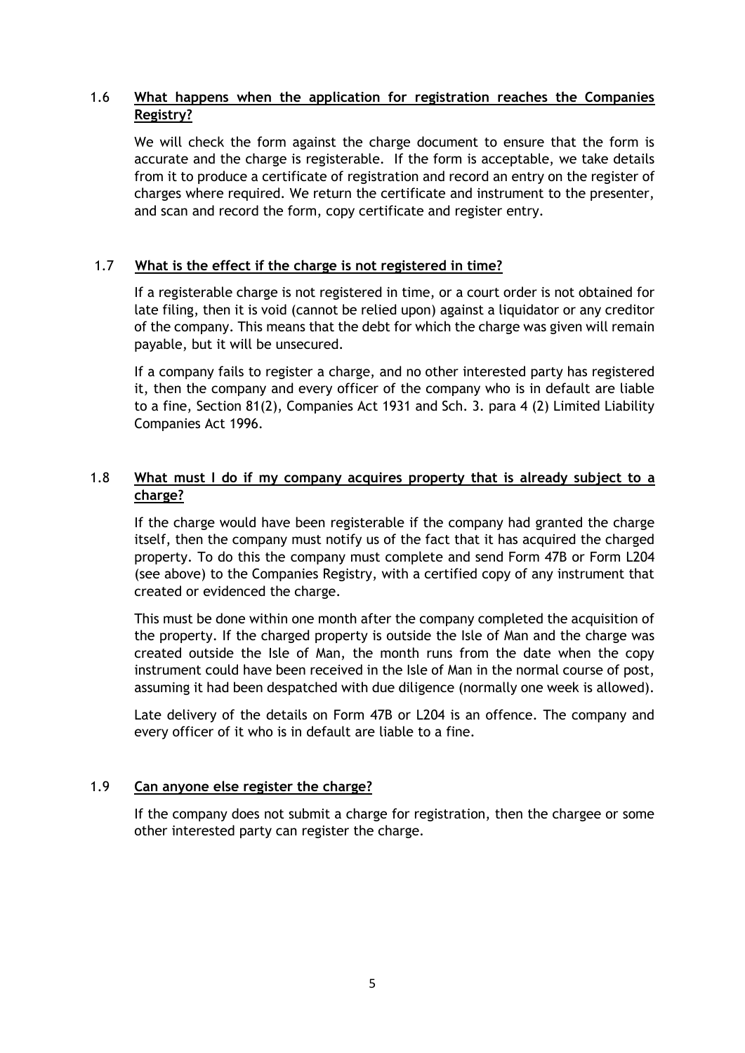### 1.6 What happens when the application for registration reaches the Companies Registry?

We will check the form against the charge document to ensure that the form is accurate and the charge is registerable. If the form is acceptable, we take details from it to produce a certificate of registration and record an entry on the register of charges where required. We return the certificate and instrument to the presenter, and scan and record the form, copy certificate and register entry.

### 1.7 What is the effect if the charge is not registered in time?

If a registerable charge is not registered in time, or a court order is not obtained for late filing, then it is void (cannot be relied upon) against a liquidator or any creditor of the company. This means that the debt for which the charge was given will remain payable, but it will be unsecured.

If a company fails to register a charge, and no other interested party has registered it, then the company and every officer of the company who is in default are liable to a fine, Section 81(2), Companies Act 1931 and Sch. 3. para 4 (2) Limited Liability Companies Act 1996.

### 1.8 What must I do if my company acquires property that is already subject to a charge?

If the charge would have been registerable if the company had granted the charge itself, then the company must notify us of the fact that it has acquired the charged property. To do this the company must complete and send Form 47B or Form L204 (see above) to the Companies Registry, with a certified copy of any instrument that created or evidenced the charge.

This must be done within one month after the company completed the acquisition of the property. If the charged property is outside the Isle of Man and the charge was created outside the Isle of Man, the month runs from the date when the copy instrument could have been received in the Isle of Man in the normal course of post, assuming it had been despatched with due diligence (normally one week is allowed).

Late delivery of the details on Form 47B or L204 is an offence. The company and every officer of it who is in default are liable to a fine.

### 1.9 Can anyone else register the charge?

If the company does not submit a charge for registration, then the chargee or some other interested party can register the charge.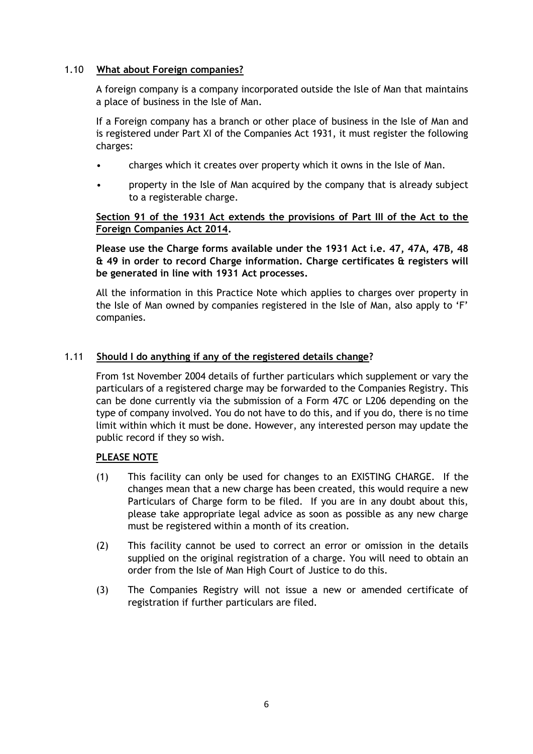### 1.10 **What about Foreign companies?**

A foreign company is a company incorporated outside the Isle of Man that maintains a place of business in the Isle of Man.

If a Foreign company has a branch or other place of business in the Isle of Man and is registered under Part XI of the Companies Act 1931, it must register the following charges:

- charges which it creates over property which it owns in the Isle of Man.
- property in the Isle of Man acquired by the company that is already subject to a registerable charge.

**Section 91 of the 1931 Act extends the provisions of Part III of the Act to the Foreign Companies Act 2014.**

**Please use the Charge forms available under the 1931 Act i.e. 47, 47A, 47B, 48 & 49 in order to record Charge information. Charge certificates & registers will be generated in line with 1931 Act processes.**

All the information in this Practice Note which applies to charges over property in the Isle of Man owned by companies registered in the Isle of Man, also apply to 'F' companies.

### 1.11 **Should I do anything if any of the registered details change?**

From 1st November 2004 details of further particulars which supplement or vary the particulars of a registered charge may be forwarded to the Companies Registry. This can be done currently via the submission of a Form 47C or L206 depending on the type of company involved. You do not have to do this, and if you do, there is no time limit within which it must be done. However, any interested person may update the public record if they so wish.

**PLEASE NOTE**

(1) This facility can only be used for changes to an EXISTING CHARGE. If the changes mean that a new charge has been created, this would require a new Particulars of Charge form to be filed. If you are in any doubt about this, please take appropriate legal advice as soon as possible as any new charge must be registered within a month of its creation.

(2) This facility cannot be used to correct an error or omission in the details supplied on the original registration of a charge. You will need to obtain an order from the Isle of Man High Court of Justice to do this.

(3) The Companies Registry will not issue a new or amended certificate of registration if further particulars are filed.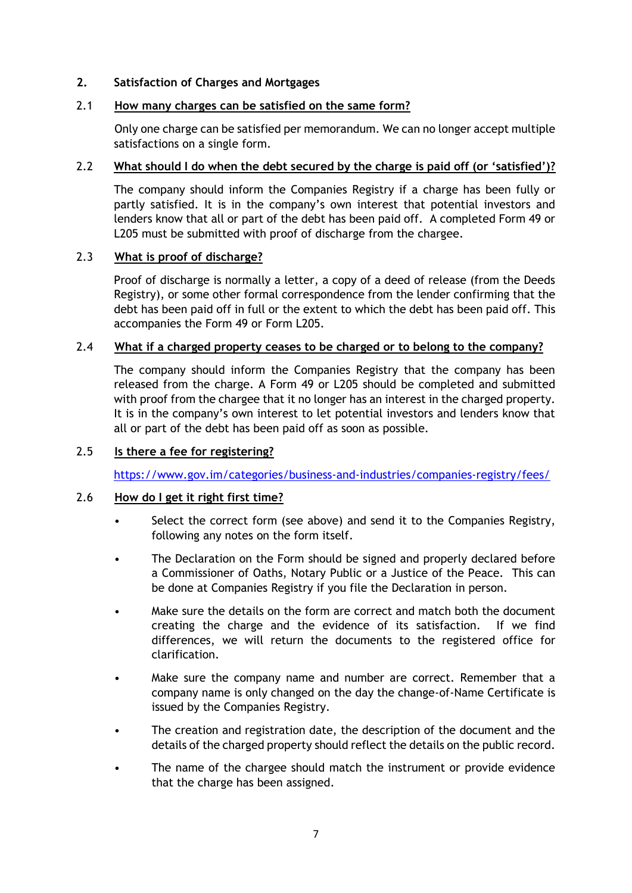## 2. Satisfaction of Charges and Mortgages

### 2.1 How many charges can be satisfied on the same form?

Only one charge can be satisfied per memorandum. We can no longer accept multiple satisfactions on a single form.

### 2.2 What should I do when the debt secured by the charge is paid off (or 'satisfied')?

The company should inform the Companies Registry if a charge has been fully or partly satisfied. It is in the company's own interest that potential investors and lenders know that all or part of the debt has been paid off. A completed Form 49 or L205 must be submitted with proof of discharge from the chargee.

### 2.3 What is proof of discharge?

Proof of discharge is normally a letter, a copy of a deed of release (from the Deeds Registry), or some other formal correspondence from the lender confirming that the debt has been paid off in full or the extent to which the debt has been paid off. This accompanies the Form 49 or Form L205.

### 2.4 What if a charged property ceases to be charged or to belong to the company?

The company should inform the Companies Registry that the company has been released from the charge. A Form 49 or L205 should be completed and submitted with proof from the chargee that it no longer has an interest in the charged property. It is in the company's own interest to let potential investors and lenders know that all or part of the debt has been paid off as soon as possible.

### 2.5 Is there a fee for registering?

https://www.gov.im/categories/business-and-industries/companies-registry/fees/

### 2.6 How do I get it right first time?

- Select the correct form (see above) and send it to the Companies Registry, following any notes on the form itself.
- The Declaration on the Form should be signed and properly declared before a Commissioner of Oaths, Notary Public or a Justice of the Peace. This can be done at Companies Registry if you file the Declaration in person.
- Make sure the details on the form are correct and match both the document creating the charge and the evidence of its satisfaction. If we find differences, we will return the documents to the registered office for clarification.
- Make sure the company name and number are correct. Remember that a company name is only changed on the day the change-of-Name Certificate is issued by the Companies Registry.
- The creation and registration date, the description of the document and the details of the charged property should reflect the details on the public record.
- The name of the chargee should match the instrument or provide evidence that the charge has been assigned.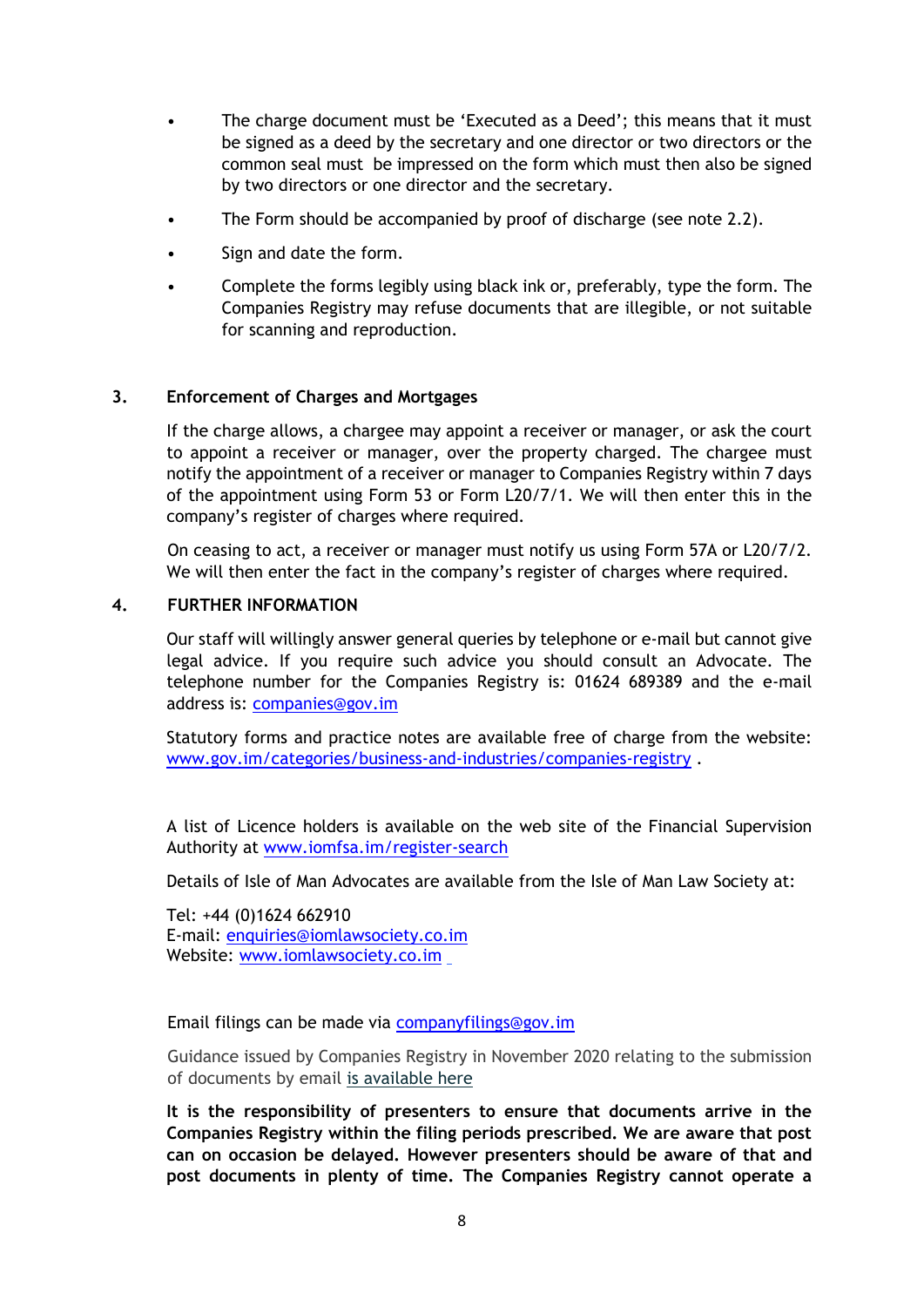- The charge document must be 'Executed as a Deed'; this means that it must be signed as a deed by the secretary and one director or two directors or the common seal must be impressed on the form which must then also be signed by two directors or one director and the secretary.
- The Form should be accompanied by proof of discharge (see note 2.2).
- Sign and date the form.
- Complete the forms legibly using black ink or, preferably, type the form. The Companies Registry may refuse documents that are illegible, or not suitable for scanning and reproduction.

## 3. Enforcement of Charges and Mortgages

If the charge allows, a chargee may appoint a receiver or manager, or ask the court to appoint a receiver or manager, over the property charged. The chargee must notify the appointment of a receiver or manager to Companies Registry within 7 days of the appointment using Form 53 or Form L20/7/1. We will then enter this in the company's register of charges where required.

On ceasing to act, a receiver or manager must notify us using Form 57A or L20/7/2. We will then enter the fact in the company's register of charges where required.

## 4. FURTHER INFORMATION

Our staff will willingly answer general queries by telephone or e-mail but cannot give legal advice. If you require such advice you should consult an Advocate. The telephone number for the Companies Registry is: 01624 689389 and the e-mail address is: companies@gov.im

Statutory forms and practice notes are available free of charge from the website: www.gov.im/categories/business-and-industries/companies-registry .

A list of Licence holders is available on the web site of the Financial Supervision Authority at www.iomfsa.im/register-search

Details of Isle of Man Advocates are available from the Isle of Man Law Society at:

Tel: +44 (0)1624 662910
E-mail: enquiries@iomlawsociety.co.im
Website: www.iomlawsociety.co.im

Email filings can be made via companyfilings@gov.im

Guidance issued by Companies Registry in November 2020 relating to the submission of documents by email is available here

**It is the responsibility of presenters to ensure that documents arrive in the Companies Registry within the filing periods prescribed. We are aware that post can on occasion be delayed. However presenters should be aware of that and post documents in plenty of time. The Companies Registry cannot operate a**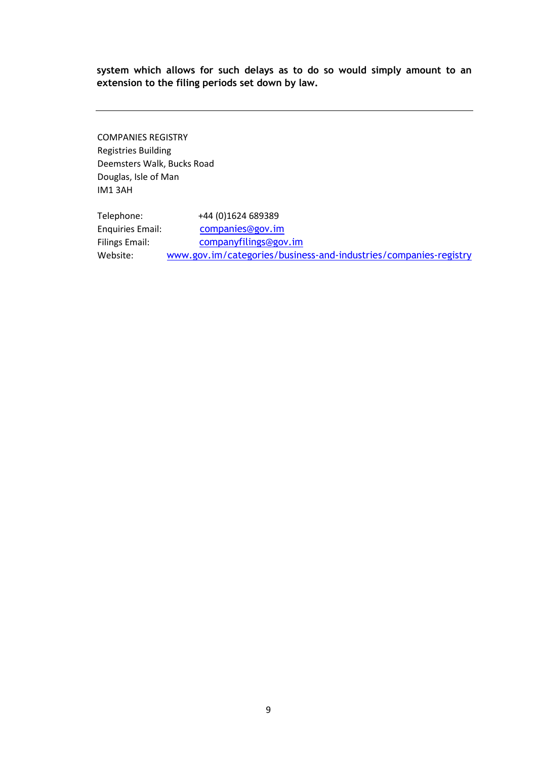**system which allows for such delays as to do so would simply amount to an extension to the filing periods set down by law.**

---

COMPANIES REGISTRY
Registries Building
Deemsters Walk, Bucks Road
Douglas, Isle of Man
IM1 3AH

Telephone: +44 (0)1624 689389
Enquiries Email: companies@gov.im
Filings Email: companyfilings@gov.im
Website: www.gov.im/categories/business-and-industries/companies-registry